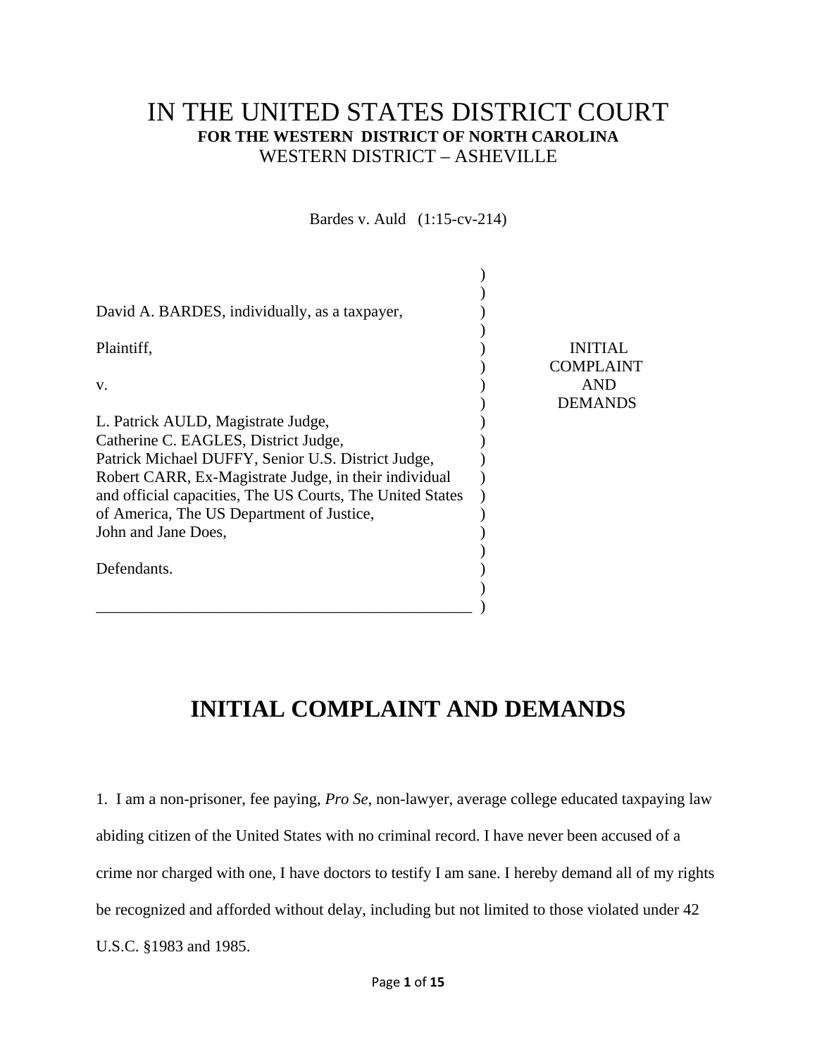# IN THE UNITED STATES DISTRICT COURT

**FOR THE WESTERN DISTRICT OF NORTH CAROLINA**

WESTERN DISTRICT – ASHEVILLE

Bardes v. Auld (1:15-cv-214)

| | | |
|---|---|---|
| David A. BARDES, individually, as a taxpayer, | ) | |
| Plaintiff, | ) | INITIAL COMPLAINT AND DEMANDS |
| v. | ) | |
| L. Patrick AULD, Magistrate Judge, Catherine C. EAGLES, District Judge, Patrick Michael DUFFY, Senior U.S. District Judge, Robert CARR, Ex-Magistrate Judge, in their individual and official capacities, The US Courts, The United States of America, The US Department of Justice, John and Jane Does, | ) | |
| Defendants. | ) | |

# INITIAL COMPLAINT AND DEMANDS

1. I am a non-prisoner, fee paying, *Pro Se*, non-lawyer, average college educated taxpaying law abiding citizen of the United States with no criminal record. I have never been accused of a crime nor charged with one, I have doctors to testify I am sane. I hereby demand all of my rights be recognized and afforded without delay, including but not limited to those violated under 42 U.S.C. §1983 and 1985.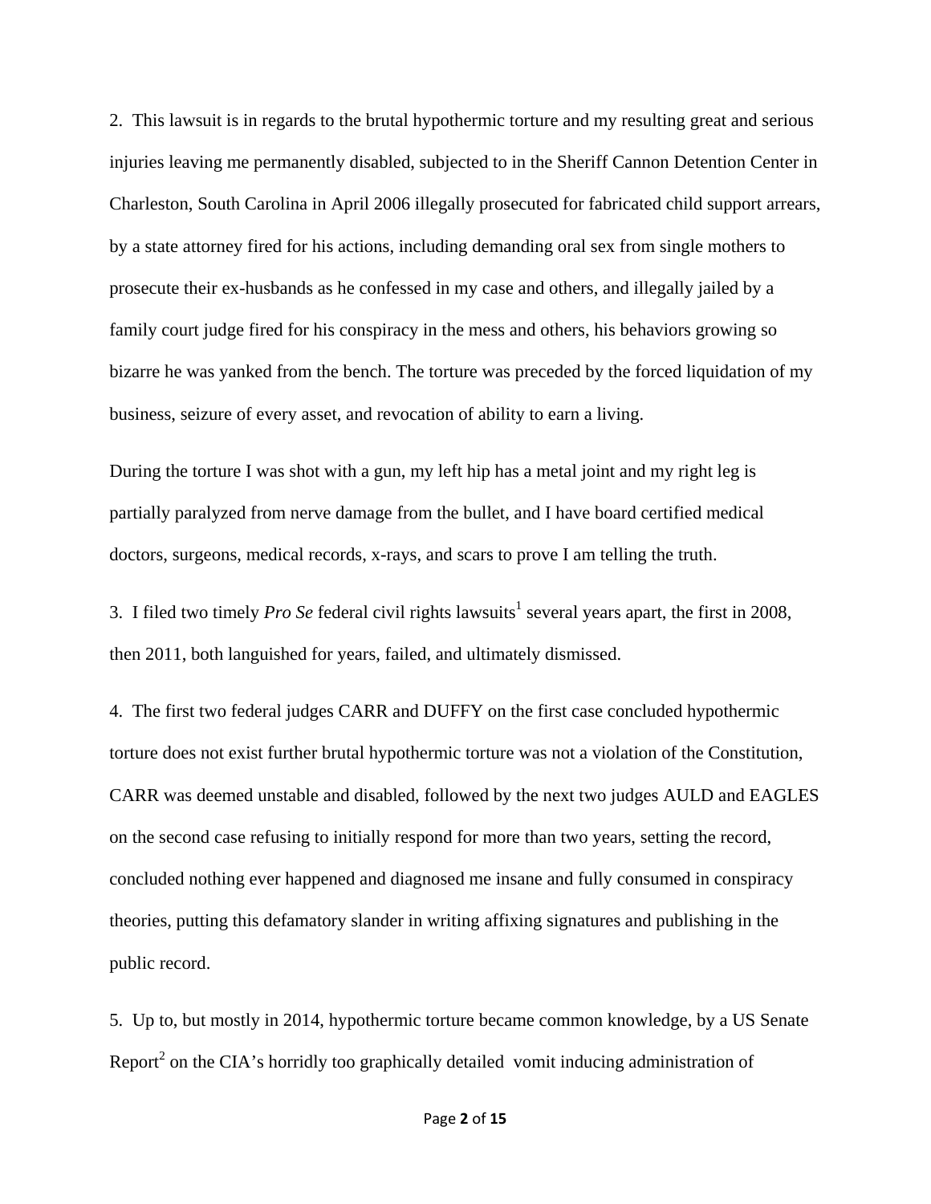2. This lawsuit is in regards to the brutal hypothermic torture and my resulting great and serious injuries leaving me permanently disabled, subjected to in the Sheriff Cannon Detention Center in Charleston, South Carolina in April 2006 illegally prosecuted for fabricated child support arrears, by a state attorney fired for his actions, including demanding oral sex from single mothers to prosecute their ex-husbands as he confessed in my case and others, and illegally jailed by a family court judge fired for his conspiracy in the mess and others, his behaviors growing so bizarre he was yanked from the bench. The torture was preceded by the forced liquidation of my business, seizure of every asset, and revocation of ability to earn a living.

During the torture I was shot with a gun, my left hip has a metal joint and my right leg is partially paralyzed from nerve damage from the bullet, and I have board certified medical doctors, surgeons, medical records, x-rays, and scars to prove I am telling the truth.

3. I filed two timely *Pro Se* federal civil rights lawsuits[1] several years apart, the first in 2008, then 2011, both languished for years, failed, and ultimately dismissed.

4. The first two federal judges CARR and DUFFY on the first case concluded hypothermic torture does not exist further brutal hypothermic torture was not a violation of the Constitution, CARR was deemed unstable and disabled, followed by the next two judges AULD and EAGLES on the second case refusing to initially respond for more than two years, setting the record, concluded nothing ever happened and diagnosed me insane and fully consumed in conspiracy theories, putting this defamatory slander in writing affixing signatures and publishing in the public record.

5. Up to, but mostly in 2014, hypothermic torture became common knowledge, by a US Senate Report[2] on the CIA's horridly too graphically detailed vomit inducing administration of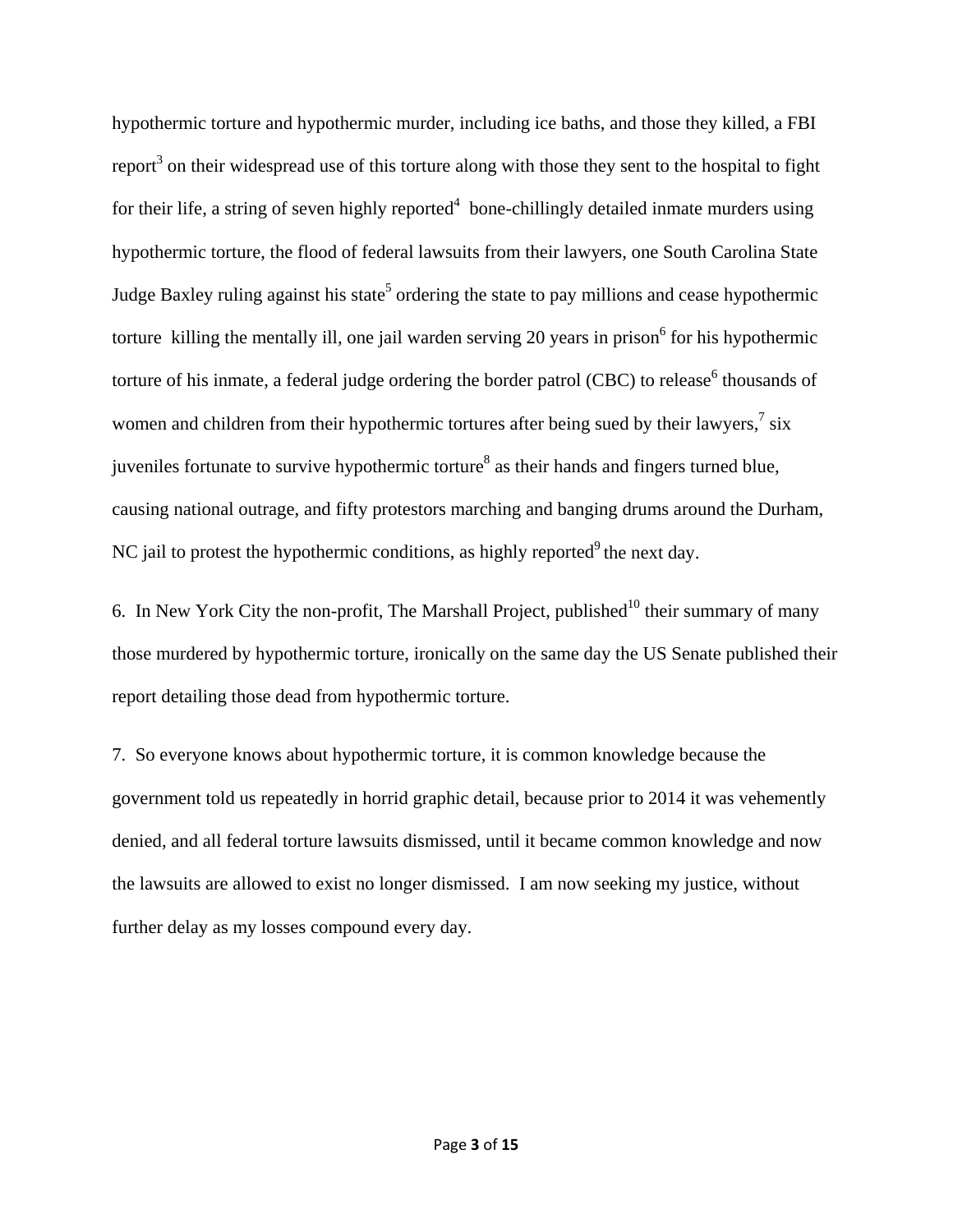hypothermic torture and hypothermic murder, including ice baths, and those they killed, a FBI report[3] on their widespread use of this torture along with those they sent to the hospital to fight for their life, a string of seven highly reported[4] bone-chillingly detailed inmate murders using hypothermic torture, the flood of federal lawsuits from their lawyers, one South Carolina State Judge Baxley ruling against his state[5] ordering the state to pay millions and cease hypothermic torture killing the mentally ill, one jail warden serving 20 years in prison[6] for his hypothermic torture of his inmate, a federal judge ordering the border patrol (CBC) to release[6] thousands of women and children from their hypothermic tortures after being sued by their lawyers,[7] six juveniles fortunate to survive hypothermic torture[8] as their hands and fingers turned blue, causing national outrage, and fifty protestors marching and banging drums around the Durham, NC jail to protest the hypothermic conditions, as highly reported[9] the next day.

6. In New York City the non-profit, The Marshall Project, published[10] their summary of many those murdered by hypothermic torture, ironically on the same day the US Senate published their report detailing those dead from hypothermic torture.

7. So everyone knows about hypothermic torture, it is common knowledge because the government told us repeatedly in horrid graphic detail, because prior to 2014 it was vehemently denied, and all federal torture lawsuits dismissed, until it became common knowledge and now the lawsuits are allowed to exist no longer dismissed. I am now seeking my justice, without further delay as my losses compound every day.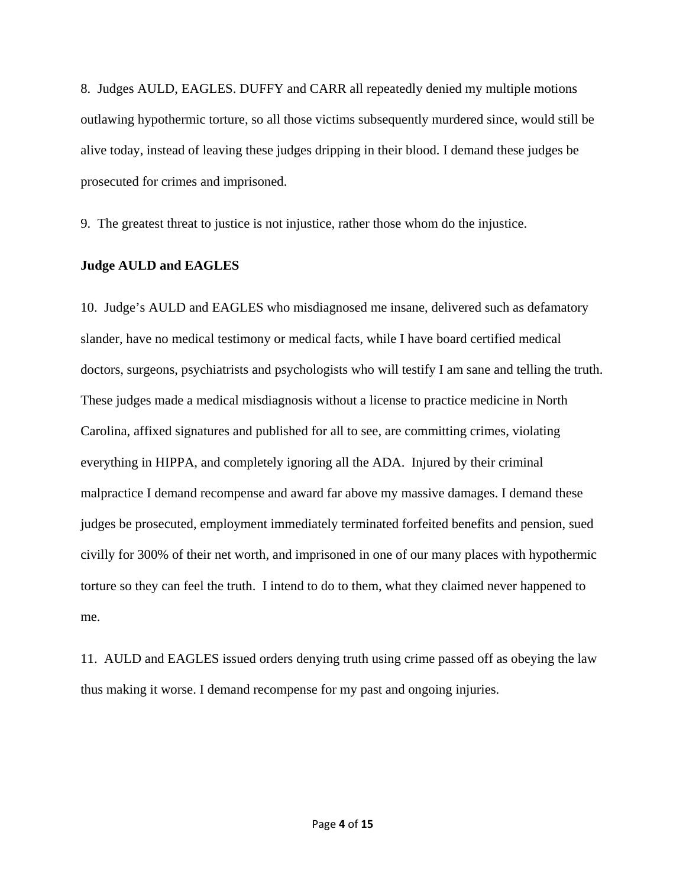8. Judges AULD, EAGLES. DUFFY and CARR all repeatedly denied my multiple motions outlawing hypothermic torture, so all those victims subsequently murdered since, would still be alive today, instead of leaving these judges dripping in their blood. I demand these judges be prosecuted for crimes and imprisoned.

9. The greatest threat to justice is not injustice, rather those whom do the injustice.

**Judge AULD and EAGLES**

10. Judge's AULD and EAGLES who misdiagnosed me insane, delivered such as defamatory slander, have no medical testimony or medical facts, while I have board certified medical doctors, surgeons, psychiatrists and psychologists who will testify I am sane and telling the truth. These judges made a medical misdiagnosis without a license to practice medicine in North Carolina, affixed signatures and published for all to see, are committing crimes, violating everything in HIPPA, and completely ignoring all the ADA. Injured by their criminal malpractice I demand recompense and award far above my massive damages. I demand these judges be prosecuted, employment immediately terminated forfeited benefits and pension, sued civilly for 300% of their net worth, and imprisoned in one of our many places with hypothermic torture so they can feel the truth. I intend to do to them, what they claimed never happened to me.

11. AULD and EAGLES issued orders denying truth using crime passed off as obeying the law thus making it worse. I demand recompense for my past and ongoing injuries.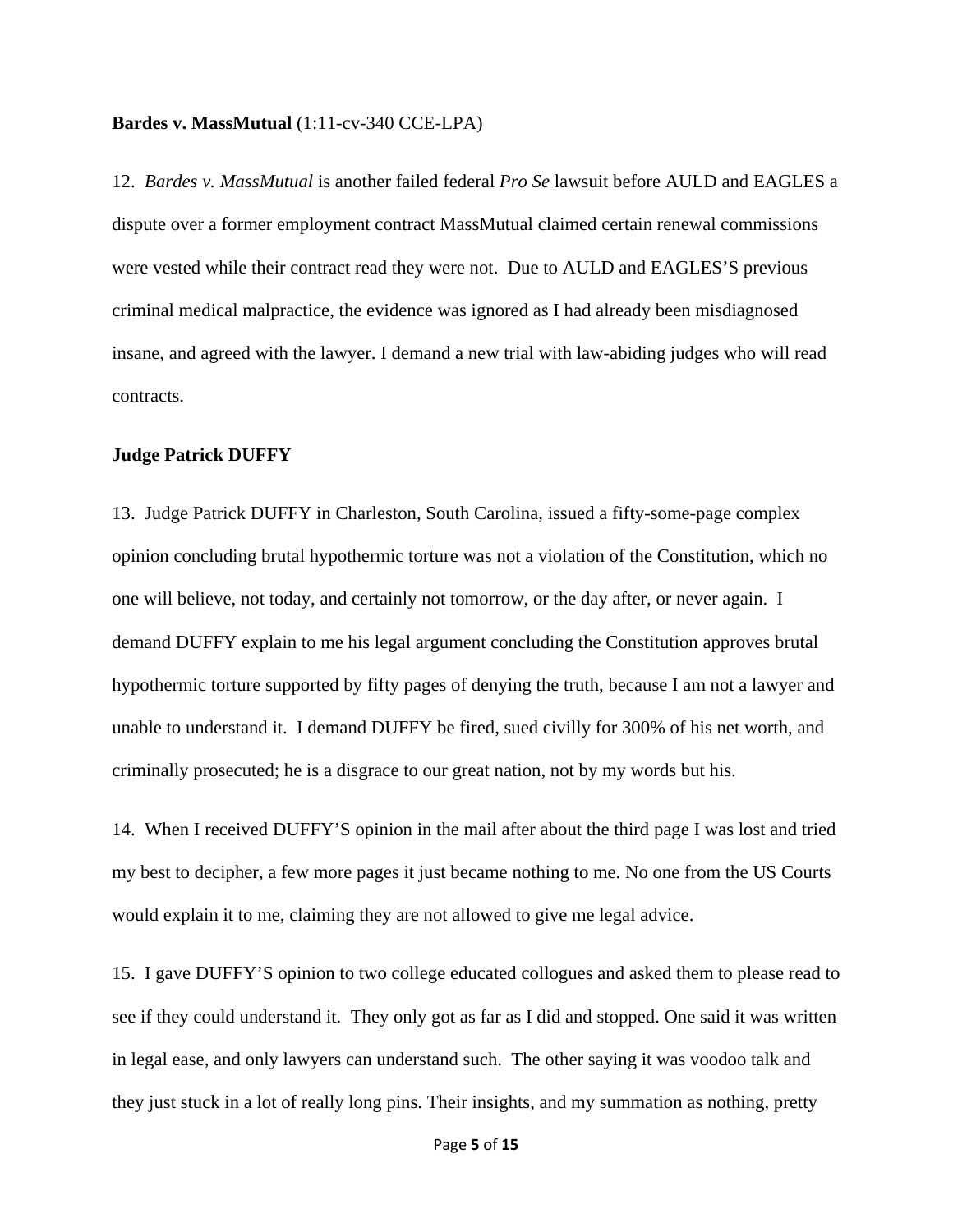**Bardes v. MassMutual** (1:11-cv-340 CCE-LPA)

12. *Bardes v. MassMutual* is another failed federal *Pro Se* lawsuit before AULD and EAGLES a dispute over a former employment contract MassMutual claimed certain renewal commissions were vested while their contract read they were not. Due to AULD and EAGLES'S previous criminal medical malpractice, the evidence was ignored as I had already been misdiagnosed insane, and agreed with the lawyer. I demand a new trial with law-abiding judges who will read contracts.

**Judge Patrick DUFFY**

13. Judge Patrick DUFFY in Charleston, South Carolina, issued a fifty-some-page complex opinion concluding brutal hypothermic torture was not a violation of the Constitution, which no one will believe, not today, and certainly not tomorrow, or the day after, or never again. I demand DUFFY explain to me his legal argument concluding the Constitution approves brutal hypothermic torture supported by fifty pages of denying the truth, because I am not a lawyer and unable to understand it. I demand DUFFY be fired, sued civilly for 300% of his net worth, and criminally prosecuted; he is a disgrace to our great nation, not by my words but his.

14. When I received DUFFY'S opinion in the mail after about the third page I was lost and tried my best to decipher, a few more pages it just became nothing to me. No one from the US Courts would explain it to me, claiming they are not allowed to give me legal advice.

15. I gave DUFFY'S opinion to two college educated collogues and asked them to please read to see if they could understand it. They only got as far as I did and stopped. One said it was written in legal ease, and only lawyers can understand such. The other saying it was voodoo talk and they just stuck in a lot of really long pins. Their insights, and my summation as nothing, pretty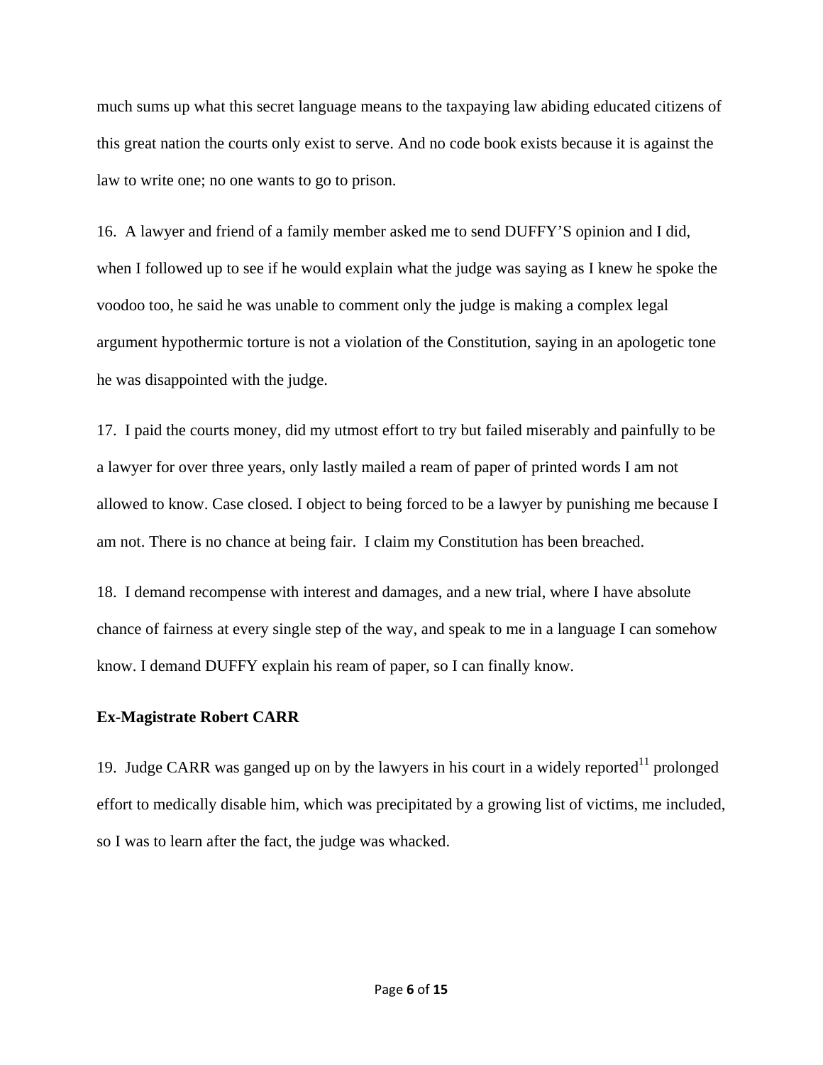much sums up what this secret language means to the taxpaying law abiding educated citizens of this great nation the courts only exist to serve. And no code book exists because it is against the law to write one; no one wants to go to prison.

16. A lawyer and friend of a family member asked me to send DUFFY'S opinion and I did, when I followed up to see if he would explain what the judge was saying as I knew he spoke the voodoo too, he said he was unable to comment only the judge is making a complex legal argument hypothermic torture is not a violation of the Constitution, saying in an apologetic tone he was disappointed with the judge.

17. I paid the courts money, did my utmost effort to try but failed miserably and painfully to be a lawyer for over three years, only lastly mailed a ream of paper of printed words I am not allowed to know. Case closed. I object to being forced to be a lawyer by punishing me because I am not. There is no chance at being fair. I claim my Constitution has been breached.

18. I demand recompense with interest and damages, and a new trial, where I have absolute chance of fairness at every single step of the way, and speak to me in a language I can somehow know. I demand DUFFY explain his ream of paper, so I can finally know.

**Ex-Magistrate Robert CARR**

19. Judge CARR was ganged up on by the lawyers in his court in a widely reported[11] prolonged effort to medically disable him, which was precipitated by a growing list of victims, me included, so I was to learn after the fact, the judge was whacked.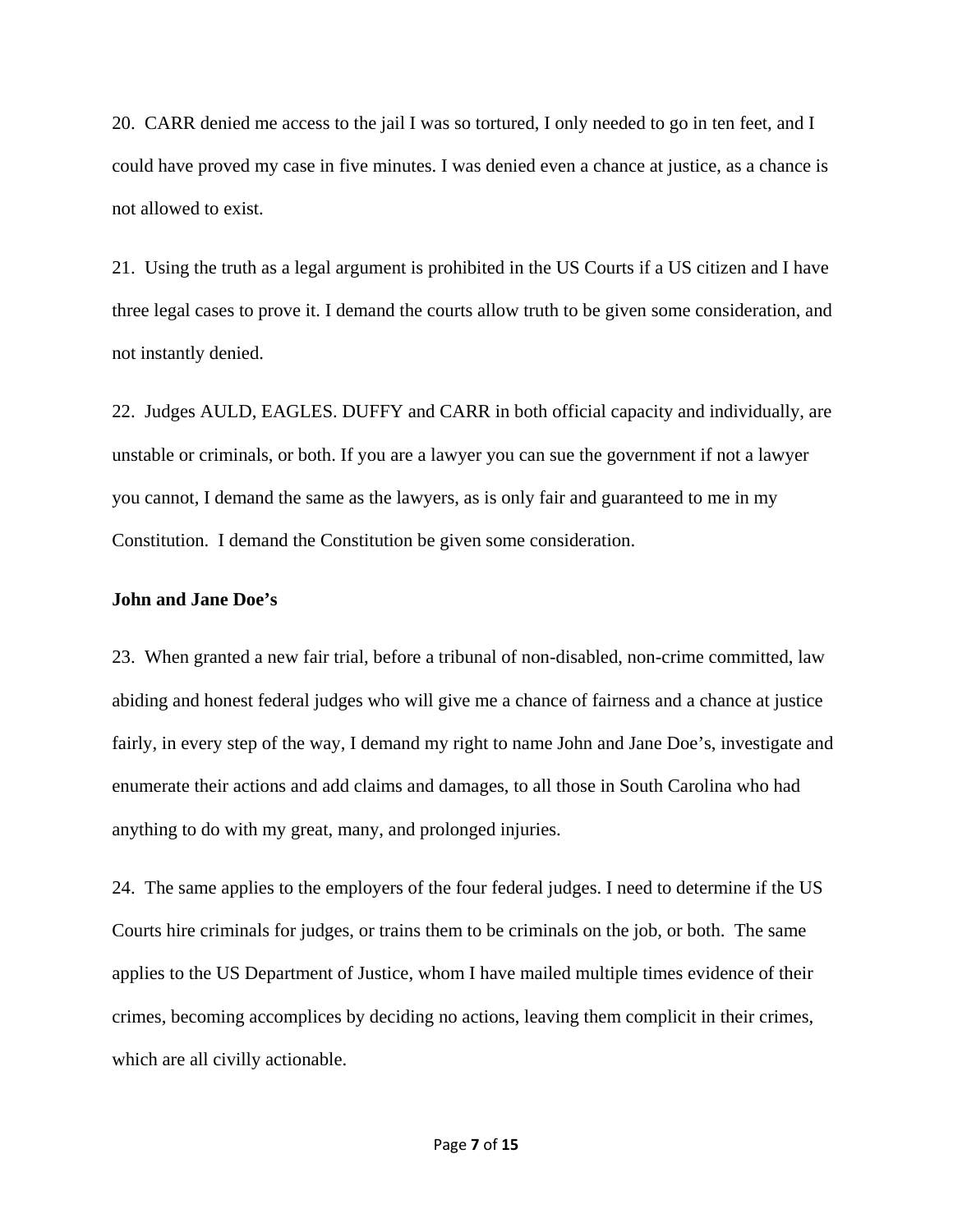20. CARR denied me access to the jail I was so tortured, I only needed to go in ten feet, and I could have proved my case in five minutes. I was denied even a chance at justice, as a chance is not allowed to exist.

21. Using the truth as a legal argument is prohibited in the US Courts if a US citizen and I have three legal cases to prove it. I demand the courts allow truth to be given some consideration, and not instantly denied.

22. Judges AULD, EAGLES. DUFFY and CARR in both official capacity and individually, are unstable or criminals, or both. If you are a lawyer you can sue the government if not a lawyer you cannot, I demand the same as the lawyers, as is only fair and guaranteed to me in my Constitution. I demand the Constitution be given some consideration.

**John and Jane Doe's**

23. When granted a new fair trial, before a tribunal of non-disabled, non-crime committed, law abiding and honest federal judges who will give me a chance of fairness and a chance at justice fairly, in every step of the way, I demand my right to name John and Jane Doe's, investigate and enumerate their actions and add claims and damages, to all those in South Carolina who had anything to do with my great, many, and prolonged injuries.

24. The same applies to the employers of the four federal judges. I need to determine if the US Courts hire criminals for judges, or trains them to be criminals on the job, or both. The same applies to the US Department of Justice, whom I have mailed multiple times evidence of their crimes, becoming accomplices by deciding no actions, leaving them complicit in their crimes, which are all civilly actionable.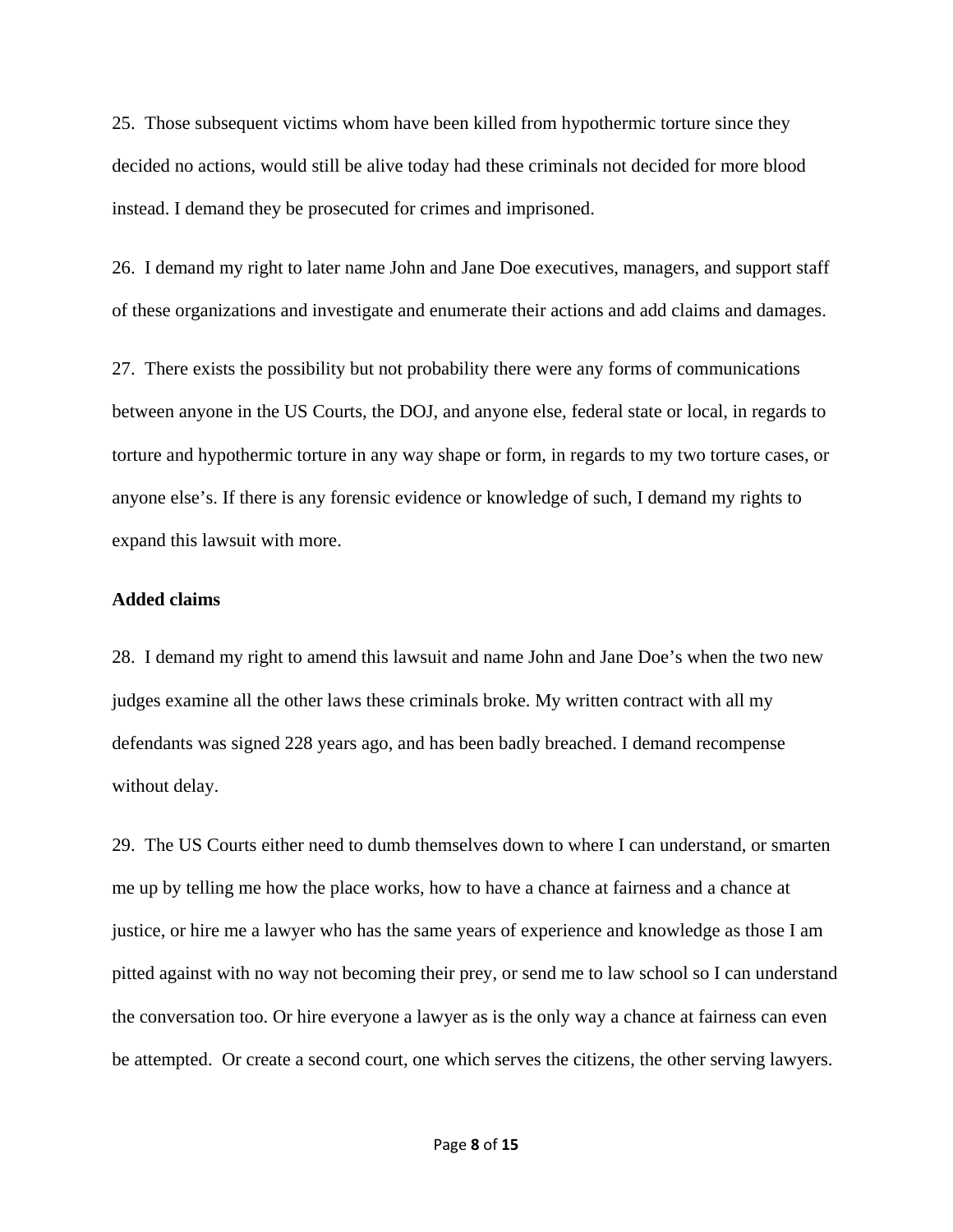25. Those subsequent victims whom have been killed from hypothermic torture since they decided no actions, would still be alive today had these criminals not decided for more blood instead. I demand they be prosecuted for crimes and imprisoned.

26. I demand my right to later name John and Jane Doe executives, managers, and support staff of these organizations and investigate and enumerate their actions and add claims and damages.

27. There exists the possibility but not probability there were any forms of communications between anyone in the US Courts, the DOJ, and anyone else, federal state or local, in regards to torture and hypothermic torture in any way shape or form, in regards to my two torture cases, or anyone else's. If there is any forensic evidence or knowledge of such, I demand my rights to expand this lawsuit with more.

**Added claims**

28. I demand my right to amend this lawsuit and name John and Jane Doe's when the two new judges examine all the other laws these criminals broke. My written contract with all my defendants was signed 228 years ago, and has been badly breached. I demand recompense without delay.

29. The US Courts either need to dumb themselves down to where I can understand, or smarten me up by telling me how the place works, how to have a chance at fairness and a chance at justice, or hire me a lawyer who has the same years of experience and knowledge as those I am pitted against with no way not becoming their prey, or send me to law school so I can understand the conversation too. Or hire everyone a lawyer as is the only way a chance at fairness can even be attempted. Or create a second court, one which serves the citizens, the other serving lawyers.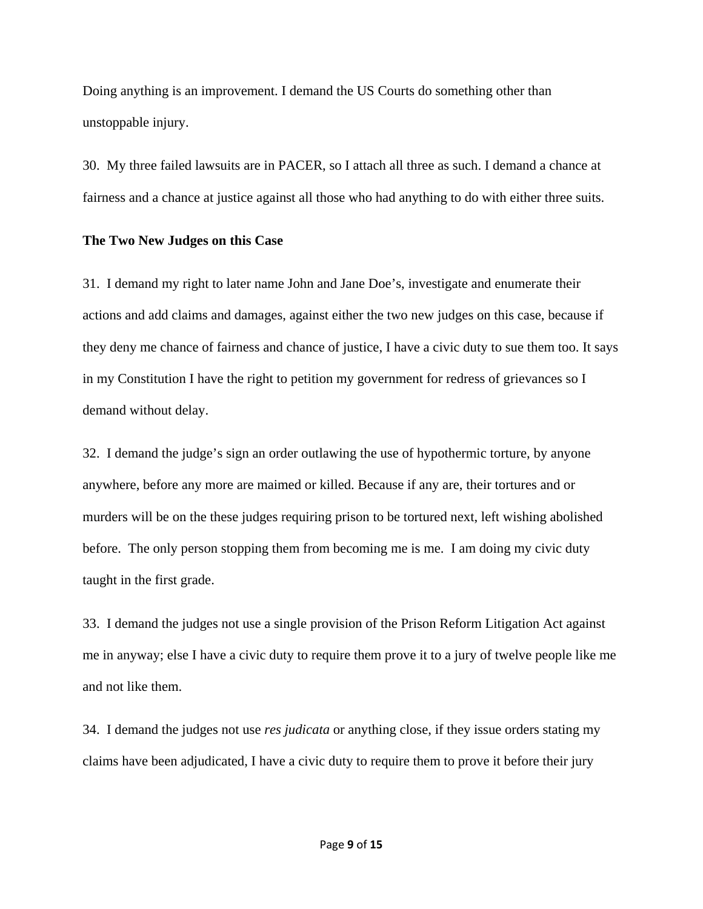Doing anything is an improvement. I demand the US Courts do something other than unstoppable injury.

30. My three failed lawsuits are in PACER, so I attach all three as such. I demand a chance at fairness and a chance at justice against all those who had anything to do with either three suits.

**The Two New Judges on this Case**

31. I demand my right to later name John and Jane Doe's, investigate and enumerate their actions and add claims and damages, against either the two new judges on this case, because if they deny me chance of fairness and chance of justice, I have a civic duty to sue them too. It says in my Constitution I have the right to petition my government for redress of grievances so I demand without delay.

32. I demand the judge's sign an order outlawing the use of hypothermic torture, by anyone anywhere, before any more are maimed or killed. Because if any are, their tortures and or murders will be on the these judges requiring prison to be tortured next, left wishing abolished before. The only person stopping them from becoming me is me. I am doing my civic duty taught in the first grade.

33. I demand the judges not use a single provision of the Prison Reform Litigation Act against me in anyway; else I have a civic duty to require them prove it to a jury of twelve people like me and not like them.

34. I demand the judges not use *res judicata* or anything close, if they issue orders stating my claims have been adjudicated, I have a civic duty to require them to prove it before their jury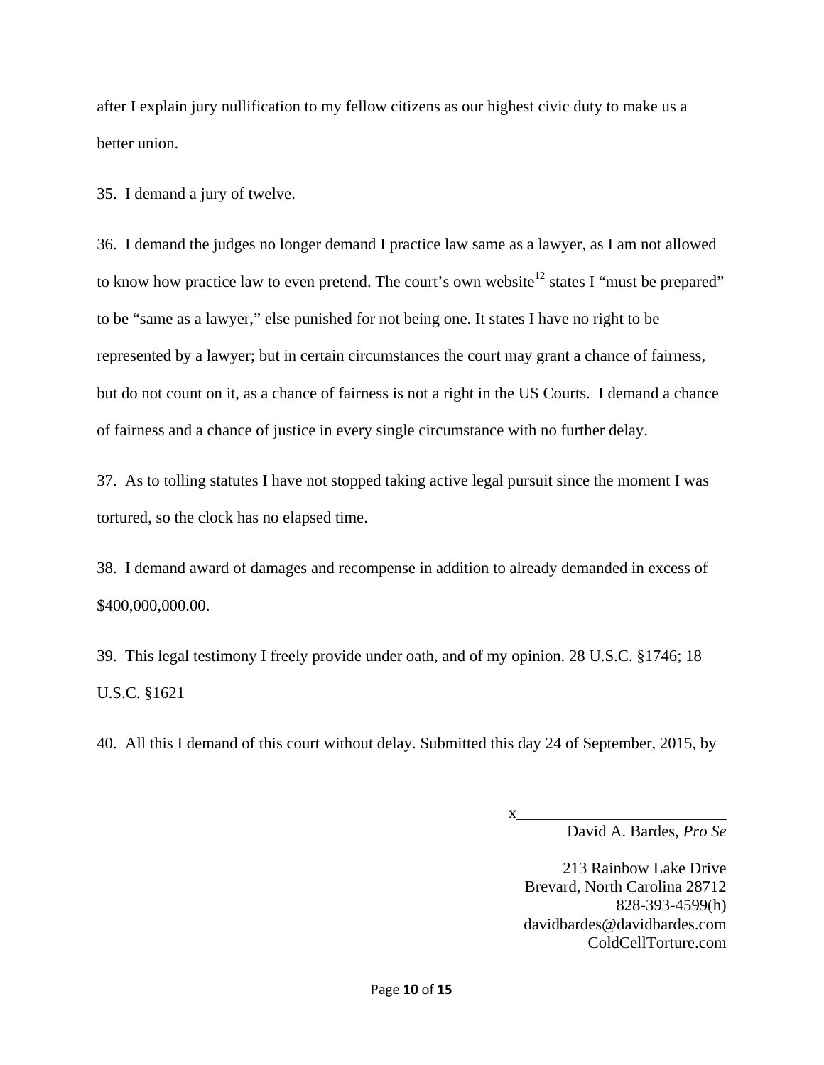after I explain jury nullification to my fellow citizens as our highest civic duty to make us a better union.

35. I demand a jury of twelve.

36. I demand the judges no longer demand I practice law same as a lawyer, as I am not allowed to know how practice law to even pretend. The court's own website[12] states I "must be prepared" to be "same as a lawyer," else punished for not being one. It states I have no right to be represented by a lawyer; but in certain circumstances the court may grant a chance of fairness, but do not count on it, as a chance of fairness is not a right in the US Courts. I demand a chance of fairness and a chance of justice in every single circumstance with no further delay.

37. As to tolling statutes I have not stopped taking active legal pursuit since the moment I was tortured, so the clock has no elapsed time.

38. I demand award of damages and recompense in addition to already demanded in excess of $400,000,000.00.

39. This legal testimony I freely provide under oath, and of my opinion. 28 U.S.C. §1746; 18 U.S.C. §1621

40. All this I demand of this court without delay. Submitted this day 24 of September, 2015, by

x__________________________

David A. Bardes, *Pro Se*

213 Rainbow Lake Drive
Brevard, North Carolina 28712
828-393-4599(h)
davidbardes@davidbardes.com
ColdCellTorture.com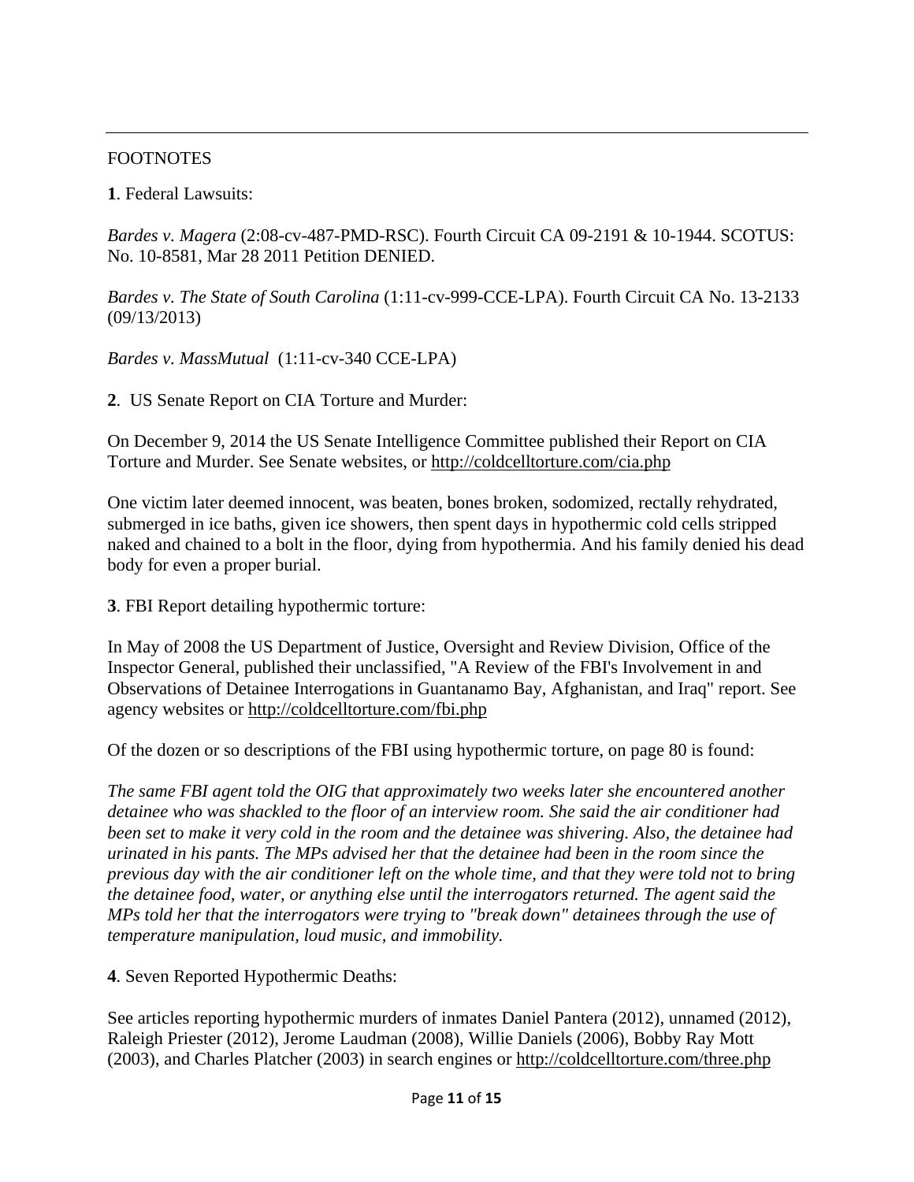---

FOOTNOTES

**1**. Federal Lawsuits:

*Bardes v. Magera* (2:08-cv-487-PMD-RSC). Fourth Circuit CA 09-2191 & 10-1944. SCOTUS: No. 10-8581, Mar 28 2011 Petition DENIED.

*Bardes v. The State of South Carolina* (1:11-cv-999-CCE-LPA). Fourth Circuit CA No. 13-2133 (09/13/2013)

*Bardes v. MassMutual* (1:11-cv-340 CCE-LPA)

**2**. US Senate Report on CIA Torture and Murder:

On December 9, 2014 the US Senate Intelligence Committee published their Report on CIA Torture and Murder. See Senate websites, or http://coldcelltorture.com/cia.php

One victim later deemed innocent, was beaten, bones broken, sodomized, rectally rehydrated, submerged in ice baths, given ice showers, then spent days in hypothermic cold cells stripped naked and chained to a bolt in the floor, dying from hypothermia. And his family denied his dead body for even a proper burial.

**3**. FBI Report detailing hypothermic torture:

In May of 2008 the US Department of Justice, Oversight and Review Division, Office of the Inspector General, published their unclassified, "A Review of the FBI's Involvement in and Observations of Detainee Interrogations in Guantanamo Bay, Afghanistan, and Iraq" report. See agency websites or http://coldcelltorture.com/fbi.php

Of the dozen or so descriptions of the FBI using hypothermic torture, on page 80 is found:

*The same FBI agent told the OIG that approximately two weeks later she encountered another detainee who was shackled to the floor of an interview room. She said the air conditioner had been set to make it very cold in the room and the detainee was shivering. Also, the detainee had urinated in his pants. The MPs advised her that the detainee had been in the room since the previous day with the air conditioner left on the whole time, and that they were told not to bring the detainee food, water, or anything else until the interrogators returned. The agent said the MPs told her that the interrogators were trying to "break down" detainees through the use of temperature manipulation, loud music, and immobility.*

**4**. Seven Reported Hypothermic Deaths:

See articles reporting hypothermic murders of inmates Daniel Pantera (2012), unnamed (2012), Raleigh Priester (2012), Jerome Laudman (2008), Willie Daniels (2006), Bobby Ray Mott (2003), and Charles Platcher (2003) in search engines or http://coldcelltorture.com/three.php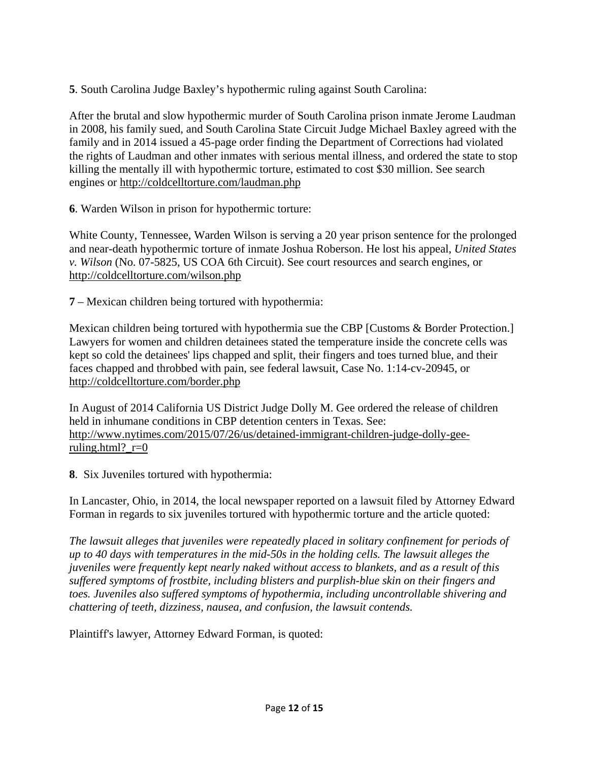**5**. South Carolina Judge Baxley's hypothermic ruling against South Carolina:

After the brutal and slow hypothermic murder of South Carolina prison inmate Jerome Laudman in 2008, his family sued, and South Carolina State Circuit Judge Michael Baxley agreed with the family and in 2014 issued a 45-page order finding the Department of Corrections had violated the rights of Laudman and other inmates with serious mental illness, and ordered the state to stop killing the mentally ill with hypothermic torture, estimated to cost $30 million. See search engines or http://coldcelltorture.com/laudman.php

**6**. Warden Wilson in prison for hypothermic torture:

White County, Tennessee, Warden Wilson is serving a 20 year prison sentence for the prolonged and near-death hypothermic torture of inmate Joshua Roberson. He lost his appeal, *United States v. Wilson* (No. 07-5825, US COA 6th Circuit). See court resources and search engines, or http://coldcelltorture.com/wilson.php

**7** – Mexican children being tortured with hypothermia:

Mexican children being tortured with hypothermia sue the CBP [Customs & Border Protection.] Lawyers for women and children detainees stated the temperature inside the concrete cells was kept so cold the detainees' lips chapped and split, their fingers and toes turned blue, and their faces chapped and throbbed with pain, see federal lawsuit, Case No. 1:14-cv-20945, or http://coldcelltorture.com/border.php

In August of 2014 California US District Judge Dolly M. Gee ordered the release of children held in inhumane conditions in CBP detention centers in Texas. See: http://www.nytimes.com/2015/07/26/us/detained-immigrant-children-judge-dolly-gee-ruling.html?_r=0

**8**. Six Juveniles tortured with hypothermia:

In Lancaster, Ohio, in 2014, the local newspaper reported on a lawsuit filed by Attorney Edward Forman in regards to six juveniles tortured with hypothermic torture and the article quoted:

*The lawsuit alleges that juveniles were repeatedly placed in solitary confinement for periods of up to 40 days with temperatures in the mid-50s in the holding cells. The lawsuit alleges the juveniles were frequently kept nearly naked without access to blankets, and as a result of this suffered symptoms of frostbite, including blisters and purplish-blue skin on their fingers and toes. Juveniles also suffered symptoms of hypothermia, including uncontrollable shivering and chattering of teeth, dizziness, nausea, and confusion, the lawsuit contends.*

Plaintiff's lawyer, Attorney Edward Forman, is quoted: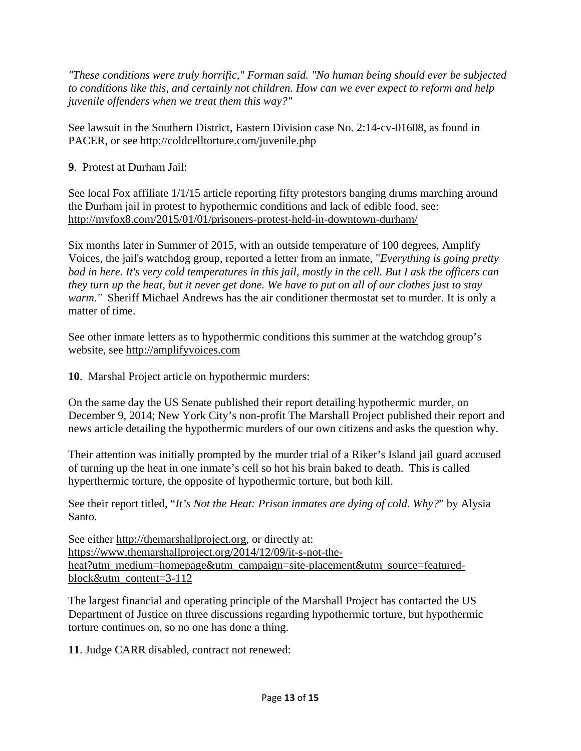*"These conditions were truly horrific," Forman said. "No human being should ever be subjected to conditions like this, and certainly not children. How can we ever expect to reform and help juvenile offenders when we treat them this way?"*

See lawsuit in the Southern District, Eastern Division case No. 2:14-cv-01608, as found in PACER, or see http://coldcelltorture.com/juvenile.php

**9**. Protest at Durham Jail:

See local Fox affiliate 1/1/15 article reporting fifty protestors banging drums marching around the Durham jail in protest to hypothermic conditions and lack of edible food, see: http://myfox8.com/2015/01/01/prisoners-protest-held-in-downtown-durham/

Six months later in Summer of 2015, with an outside temperature of 100 degrees, Amplify Voices, the jail's watchdog group, reported a letter from an inmate, "*Everything is going pretty bad in here. It's very cold temperatures in this jail, mostly in the cell. But I ask the officers can they turn up the heat, but it never get done. We have to put on all of our clothes just to stay warm."* Sheriff Michael Andrews has the air conditioner thermostat set to murder. It is only a matter of time.

See other inmate letters as to hypothermic conditions this summer at the watchdog group's website, see http://amplifyvoices.com

**10**. Marshal Project article on hypothermic murders:

On the same day the US Senate published their report detailing hypothermic murder, on December 9, 2014; New York City's non-profit The Marshall Project published their report and news article detailing the hypothermic murders of our own citizens and asks the question why.

Their attention was initially prompted by the murder trial of a Riker's Island jail guard accused of turning up the heat in one inmate's cell so hot his brain baked to death. This is called hyperthermic torture, the opposite of hypothermic torture, but both kill.

See their report titled, "*It's Not the Heat: Prison inmates are dying of cold. Why?*" by Alysia Santo.

See either http://themarshallproject.org, or directly at: https://www.themarshallproject.org/2014/12/09/it-s-not-the-heat?utm_medium=homepage&utm_campaign=site-placement&utm_source=featured-block&utm_content=3-112

The largest financial and operating principle of the Marshall Project has contacted the US Department of Justice on three discussions regarding hypothermic torture, but hypothermic torture continues on, so no one has done a thing.

**11**. Judge CARR disabled, contract not renewed: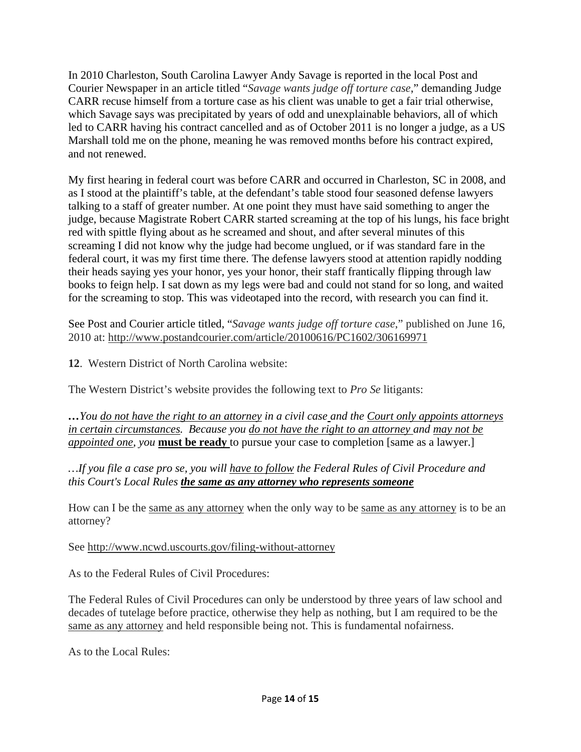In 2010 Charleston, South Carolina Lawyer Andy Savage is reported in the local Post and Courier Newspaper in an article titled "*Savage wants judge off torture case*," demanding Judge CARR recuse himself from a torture case as his client was unable to get a fair trial otherwise, which Savage says was precipitated by years of odd and unexplainable behaviors, all of which led to CARR having his contract cancelled and as of October 2011 is no longer a judge, as a US Marshall told me on the phone, meaning he was removed months before his contract expired, and not renewed.

My first hearing in federal court was before CARR and occurred in Charleston, SC in 2008, and as I stood at the plaintiff's table, at the defendant's table stood four seasoned defense lawyers talking to a staff of greater number. At one point they must have said something to anger the judge, because Magistrate Robert CARR started screaming at the top of his lungs, his face bright red with spittle flying about as he screamed and shout, and after several minutes of this screaming I did not know why the judge had become unglued, or if was standard fare in the federal court, it was my first time there. The defense lawyers stood at attention rapidly nodding their heads saying yes your honor, yes your honor, their staff frantically flipping through law books to feign help. I sat down as my legs were bad and could not stand for so long, and waited for the screaming to stop. This was videotaped into the record, with research you can find it.

See Post and Courier article titled, "*Savage wants judge off torture case*," published on June 16, 2010 at: http://www.postandcourier.com/article/20100616/PC1602/306169971

**12**. Western District of North Carolina website:

The Western District's website provides the following text to *Pro Se* litigants:

**…***You do not have the right to an attorney in a civil case and the Court only appoints attorneys in certain circumstances. Because you do not have the right to an attorney and may not be appointed one, you* **must be ready** to pursue your case to completion [same as a lawyer.]

…*If you file a case pro se, you will have to follow the Federal Rules of Civil Procedure and this Court's Local Rules* ***the same as any attorney who represents someone***

How can I be the same as any attorney when the only way to be same as any attorney is to be an attorney?

See http://www.ncwd.uscourts.gov/filing-without-attorney

As to the Federal Rules of Civil Procedures:

The Federal Rules of Civil Procedures can only be understood by three years of law school and decades of tutelage before practice, otherwise they help as nothing, but I am required to be the same as any attorney and held responsible being not. This is fundamental nofairness.

As to the Local Rules: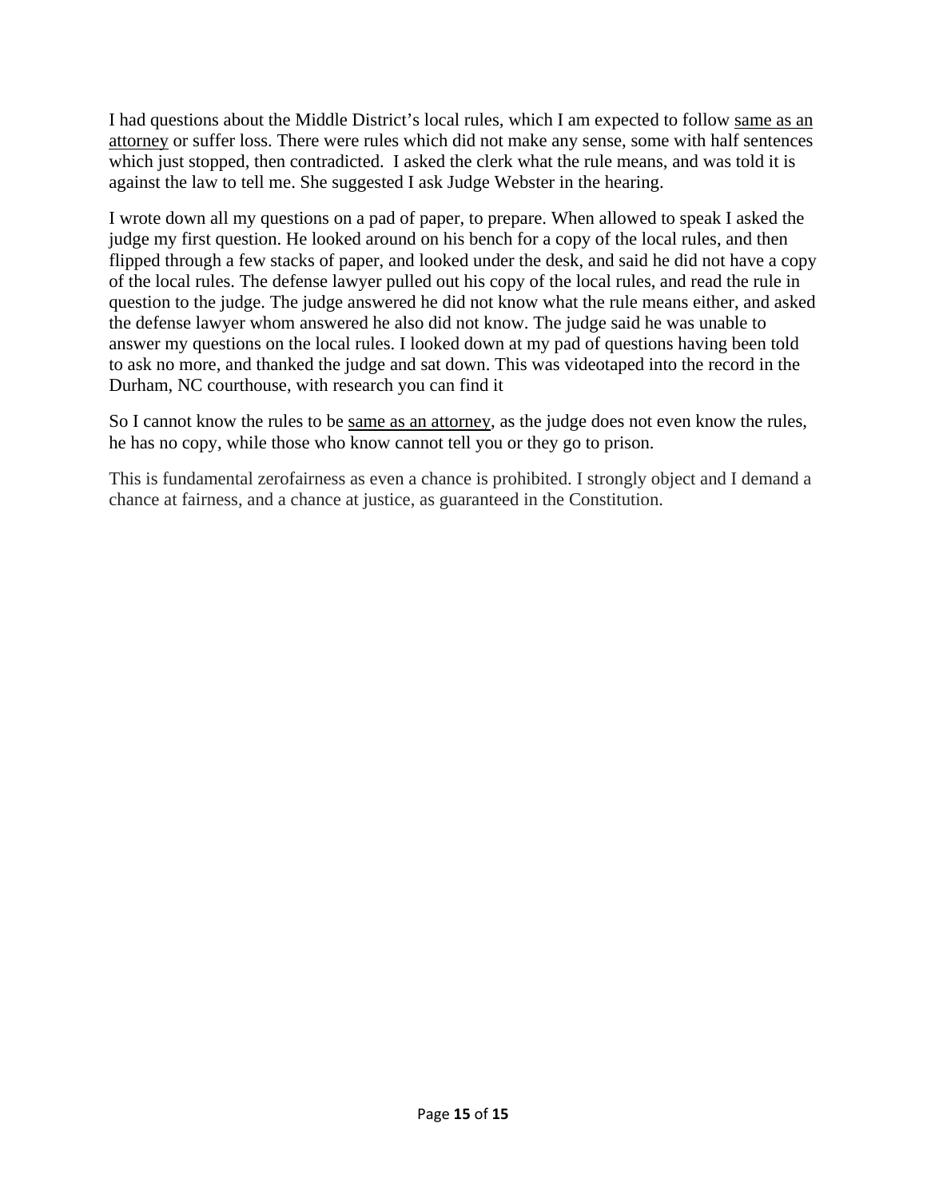I had questions about the Middle District's local rules, which I am expected to follow <u>same as an attorney</u> or suffer loss. There were rules which did not make any sense, some with half sentences which just stopped, then contradicted. I asked the clerk what the rule means, and was told it is against the law to tell me. She suggested I ask Judge Webster in the hearing.

I wrote down all my questions on a pad of paper, to prepare. When allowed to speak I asked the judge my first question. He looked around on his bench for a copy of the local rules, and then flipped through a few stacks of paper, and looked under the desk, and said he did not have a copy of the local rules. The defense lawyer pulled out his copy of the local rules, and read the rule in question to the judge. The judge answered he did not know what the rule means either, and asked the defense lawyer whom answered he also did not know. The judge said he was unable to answer my questions on the local rules. I looked down at my pad of questions having been told to ask no more, and thanked the judge and sat down. This was videotaped into the record in the Durham, NC courthouse, with research you can find it

So I cannot know the rules to be <u>same as an attorney</u>, as the judge does not even know the rules, he has no copy, while those who know cannot tell you or they go to prison.

This is fundamental zerofairness as even a chance is prohibited. I strongly object and I demand a chance at fairness, and a chance at justice, as guaranteed in the Constitution.